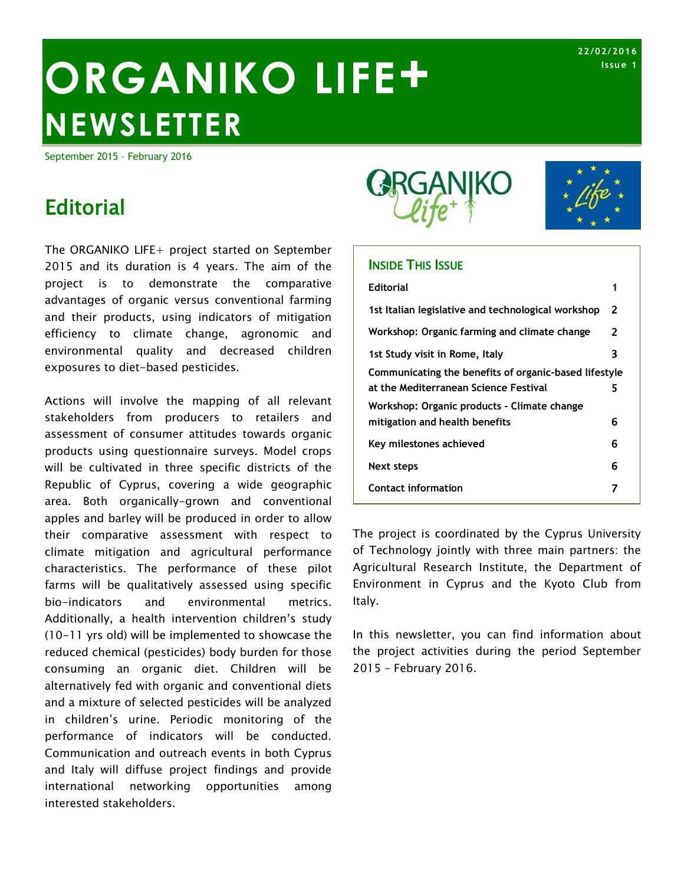# ORGANIKO LIFE+ NEWSLETTER

22/02/2016
Issue 1

September 2015 – February 2016

## Editorial

The ORGANIKO LIFE+ project started on September 2015 and its duration is 4 years. The aim of the project is to demonstrate the comparative advantages of organic versus conventional farming and their products, using indicators of mitigation efficiency to climate change, agronomic and environmental quality and decreased children exposures to diet-based pesticides.

Actions will involve the mapping of all relevant stakeholders from producers to retailers and assessment of consumer attitudes towards organic products using questionnaire surveys. Model crops will be cultivated in three specific districts of the Republic of Cyprus, covering a wide geographic area. Both organically-grown and conventional apples and barley will be produced in order to allow their comparative assessment with respect to climate mitigation and agricultural performance characteristics. The performance of these pilot farms will be qualitatively assessed using specific bio-indicators and environmental metrics. Additionally, a health intervention children's study (10-11 yrs old) will be implemented to showcase the reduced chemical (pesticides) body burden for those consuming an organic diet. Children will be alternatively fed with organic and conventional diets and a mixture of selected pesticides will be analyzed in children's urine. Periodic monitoring of the performance of indicators will be conducted. Communication and outreach events in both Cyprus and Italy will diffuse project findings and provide international networking opportunities among interested stakeholders.

### Inside This Issue

| | |
|---|---|
| Editorial | 1 |
| 1st Italian legislative and technological workshop | 2 |
| Workshop: Organic farming and climate change | 2 |
| 1st Study visit in Rome, Italy | 3 |
| Communicating the benefits of organic-based lifestyle at the Mediterranean Science Festival | 5 |
| Workshop: Organic products - Climate change mitigation and health benefits | 6 |
| Key milestones achieved | 6 |
| Next steps | 6 |
| Contact information | 7 |

The project is coordinated by the Cyprus University of Technology jointly with three main partners: the Agricultural Research Institute, the Department of Environment in Cyprus and the Kyoto Club from Italy.

In this newsletter, you can find information about the project activities during the period September 2015 – February 2016.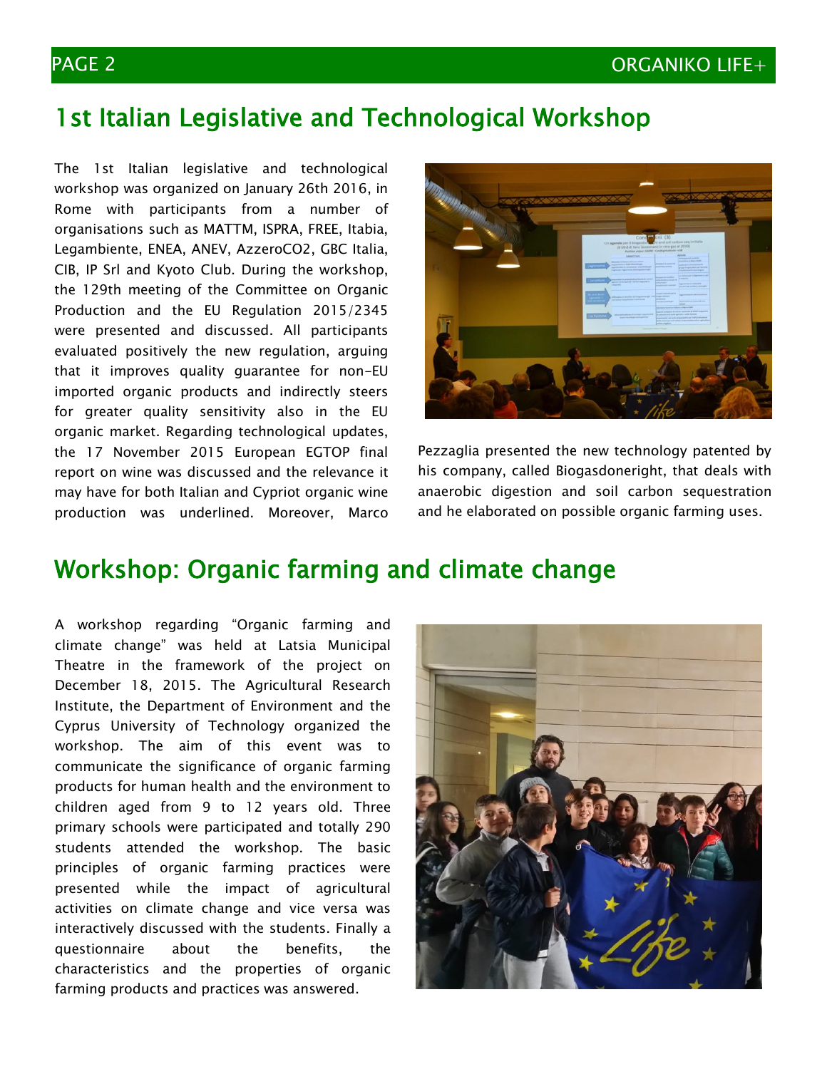## 1st Italian Legislative and Technological Workshop

The 1st Italian legislative and technological workshop was organized on January 26th 2016, in Rome with participants from a number of organisations such as MATTM, ISPRA, FREE, Itabia, Legambiente, ENEA, ANEV, AzzeroCO2, GBC Italia, CIB, IP Srl and Kyoto Club. During the workshop, the 129th meeting of the Committee on Organic Production and the EU Regulation 2015/2345 were presented and discussed. All participants evaluated positively the new regulation, arguing that it improves quality guarantee for non-EU imported organic products and indirectly steers for greater quality sensitivity also in the EU organic market. Regarding technological updates, the 17 November 2015 European EGTOP final report on wine was discussed and the relevance it may have for both Italian and Cypriot organic wine production was underlined. Moreover, Marco Pezzaglia presented the new technology patented by his company, called Biogasdoneright, that deals with anaerobic digestion and soil carbon sequestration and he elaborated on possible organic farming uses.

## Workshop: Organic farming and climate change

A workshop regarding "Organic farming and climate change" was held at Latsia Municipal Theatre in the framework of the project on December 18, 2015. The Agricultural Research Institute, the Department of Environment and the Cyprus University of Technology organized the workshop. The aim of this event was to communicate the significance of organic farming products for human health and the environment to children aged from 9 to 12 years old. Three primary schools were participated and totally 290 students attended the workshop. The basic principles of organic farming practices were presented while the impact of agricultural activities on climate change and vice versa was interactively discussed with the students. Finally a questionnaire about the benefits, the characteristics and the properties of organic farming products and practices was answered.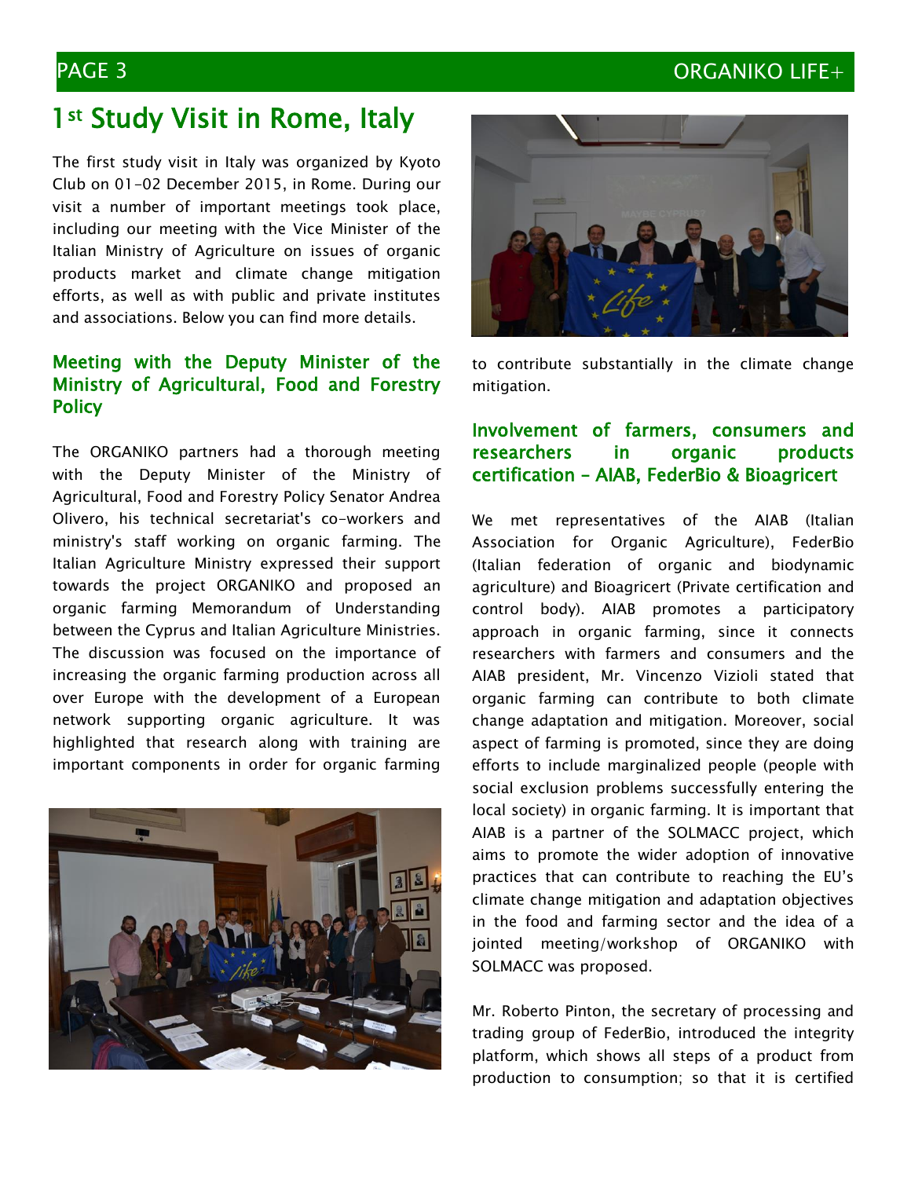# 1st Study Visit in Rome, Italy

The first study visit in Italy was organized by Kyoto Club on 01-02 December 2015, in Rome. During our visit a number of important meetings took place, including our meeting with the Vice Minister of the Italian Ministry of Agriculture on issues of organic products market and climate change mitigation efforts, as well as with public and private institutes and associations. Below you can find more details.

## Meeting with the Deputy Minister of the Ministry of Agricultural, Food and Forestry Policy

The ORGANIKO partners had a thorough meeting with the Deputy Minister of the Ministry of Agricultural, Food and Forestry Policy Senator Andrea Olivero, his technical secretariat's co-workers and ministry's staff working on organic farming. The Italian Agriculture Ministry expressed their support towards the project ORGANIKO and proposed an organic farming Memorandum of Understanding between the Cyprus and Italian Agriculture Ministries. The discussion was focused on the importance of increasing the organic farming production across all over Europe with the development of a European network supporting organic agriculture. It was highlighted that research along with training are important components in order for organic farming to contribute substantially in the climate change mitigation.

## Involvement of farmers, consumers and researchers in organic products certification - AIAB, FederBio & Bioagricert

We met representatives of the AIAB (Italian Association for Organic Agriculture), FederBio (Italian federation of organic and biodynamic agriculture) and Bioagricert (Private certification and control body). AIAB promotes a participatory approach in organic farming, since it connects researchers with farmers and consumers and the AIAB president, Mr. Vincenzo Vizioli stated that organic farming can contribute to both climate change adaptation and mitigation. Moreover, social aspect of farming is promoted, since they are doing efforts to include marginalized people (people with social exclusion problems successfully entering the local society) in organic farming. It is important that AIAB is a partner of the SOLMACC project, which aims to promote the wider adoption of innovative practices that can contribute to reaching the EU's climate change mitigation and adaptation objectives in the food and farming sector and the idea of a jointed meeting/workshop of ORGANIKO with SOLMACC was proposed.

Mr. Roberto Pinton, the secretary of processing and trading group of FederBio, introduced the integrity platform, which shows all steps of a product from production to consumption; so that it is certified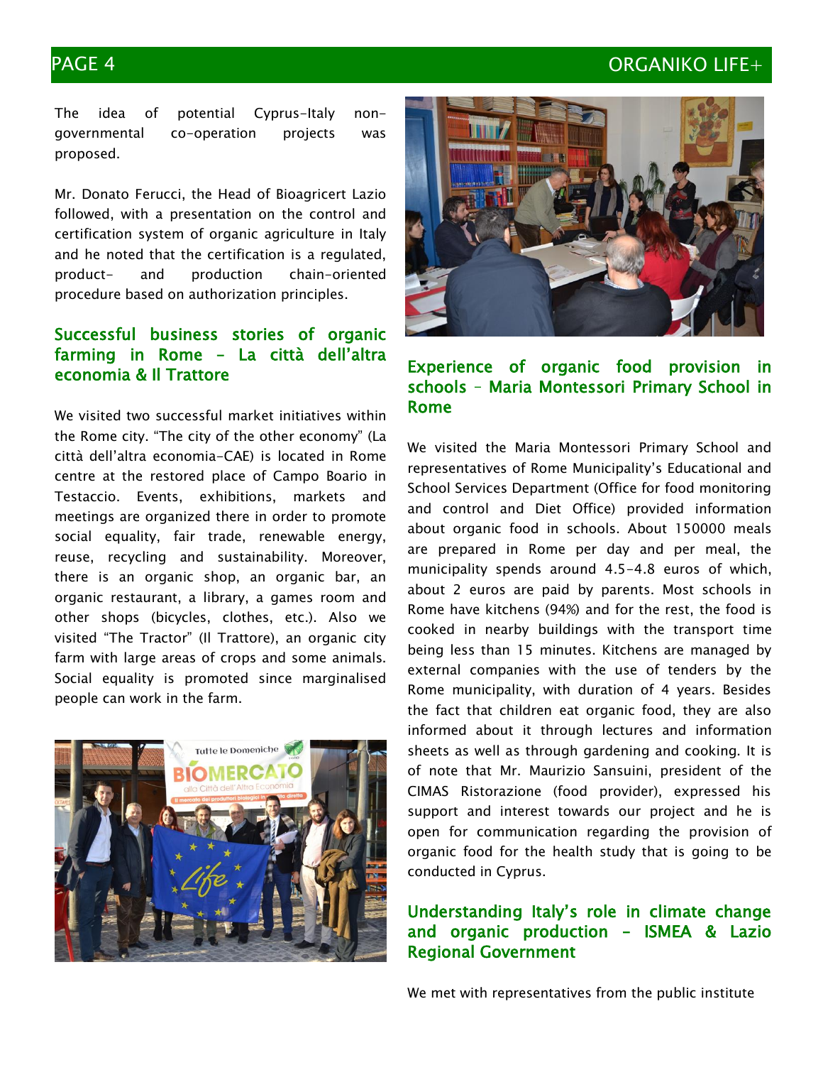The idea of potential Cyprus-Italy non-governmental co-operation projects was proposed.

Mr. Donato Ferucci, the Head of Bioagricert Lazio followed, with a presentation on the control and certification system of organic agriculture in Italy and he noted that the certification is a regulated, product- and production chain-oriented procedure based on authorization principles.

## Successful business stories of organic farming in Rome – La città dell'altra economia & Il Trattore

We visited two successful market initiatives within the Rome city. "The city of the other economy" (La città dell'altra economia-CAE) is located in Rome centre at the restored place of Campo Boario in Testaccio. Events, exhibitions, markets and meetings are organized there in order to promote social equality, fair trade, renewable energy, reuse, recycling and sustainability. Moreover, there is an organic shop, an organic bar, an organic restaurant, a library, a games room and other shops (bicycles, clothes, etc.). Also we visited "The Tractor" (Il Trattore), an organic city farm with large areas of crops and some animals. Social equality is promoted since marginalised people can work in the farm.

## Experience of organic food provision in schools – Maria Montessori Primary School in Rome

We visited the Maria Montessori Primary School and representatives of Rome Municipality's Educational and School Services Department (Office for food monitoring and control and Diet Office) provided information about organic food in schools. About 150000 meals are prepared in Rome per day and per meal, the municipality spends around 4.5-4.8 euros of which, about 2 euros are paid by parents. Most schools in Rome have kitchens (94%) and for the rest, the food is cooked in nearby buildings with the transport time being less than 15 minutes. Kitchens are managed by external companies with the use of tenders by the Rome municipality, with duration of 4 years. Besides the fact that children eat organic food, they are also informed about it through lectures and information sheets as well as through gardening and cooking. It is of note that Mr. Maurizio Sansuini, president of the CIMAS Ristorazione (food provider), expressed his support and interest towards our project and he is open for communication regarding the provision of organic food for the health study that is going to be conducted in Cyprus.

## Understanding Italy's role in climate change and organic production – ISMEA & Lazio Regional Government

We met with representatives from the public institute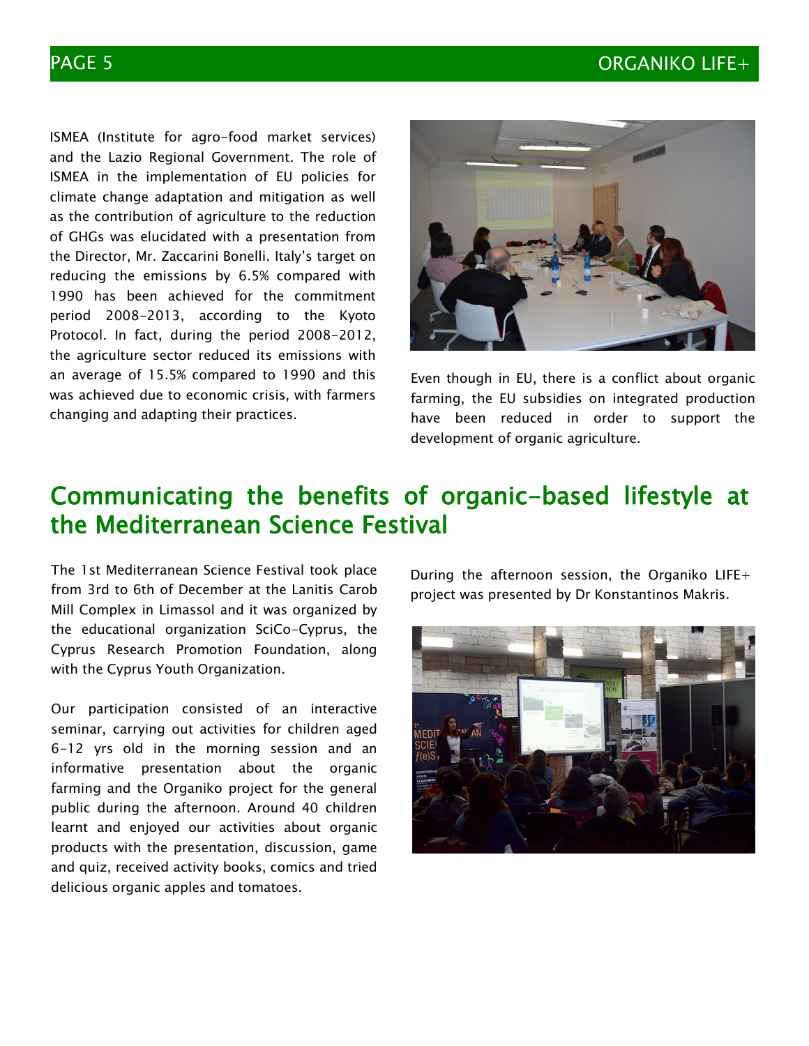ISMEA (Institute for agro-food market services) and the Lazio Regional Government. The role of ISMEA in the implementation of EU policies for climate change adaptation and mitigation as well as the contribution of agriculture to the reduction of GHGs was elucidated with a presentation from the Director, Mr. Zaccarini Bonelli. Italy's target on reducing the emissions by 6.5% compared with 1990 has been achieved for the commitment period 2008-2013, according to the Kyoto Protocol. In fact, during the period 2008-2012, the agriculture sector reduced its emissions with an average of 15.5% compared to 1990 and this was achieved due to economic crisis, with farmers changing and adapting their practices.

Even though in EU, there is a conflict about organic farming, the EU subsidies on integrated production have been reduced in order to support the development of organic agriculture.

## Communicating the benefits of organic-based lifestyle at the Mediterranean Science Festival

The 1st Mediterranean Science Festival took place from 3rd to 6th of December at the Lanitis Carob Mill Complex in Limassol and it was organized by the educational organization SciCo-Cyprus, the Cyprus Research Promotion Foundation, along with the Cyprus Youth Organization.

Our participation consisted of an interactive seminar, carrying out activities for children aged 6-12 yrs old in the morning session and an informative presentation about the organic farming and the Organiko project for the general public during the afternoon. Around 40 children learnt and enjoyed our activities about organic products with the presentation, discussion, game and quiz, received activity books, comics and tried delicious organic apples and tomatoes.

During the afternoon session, the Organiko LIFE+ project was presented by Dr Konstantinos Makris.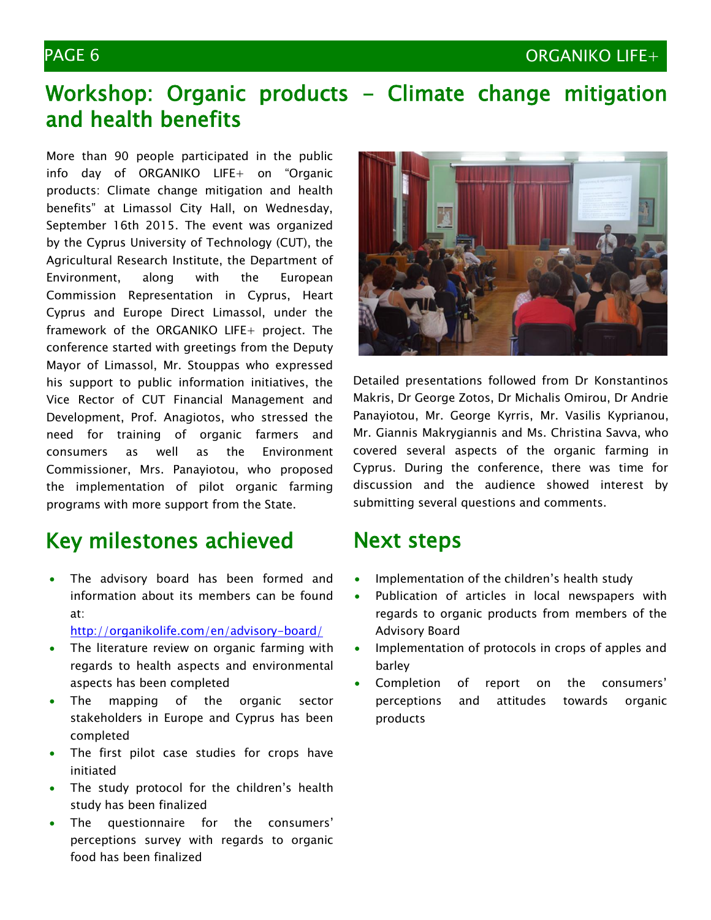# Workshop: Organic products – Climate change mitigation and health benefits

More than 90 people participated in the public info day of ORGANIKO LIFE+ on “Organic products: Climate change mitigation and health benefits” at Limassol City Hall, on Wednesday, September 16th 2015. The event was organized by the Cyprus University of Technology (CUT), the Agricultural Research Institute, the Department of Environment, along with the European Commission Representation in Cyprus, Heart Cyprus and Europe Direct Limassol, under the framework of the ORGANIKO LIFE+ project. The conference started with greetings from the Deputy Mayor of Limassol, Mr. Stouppas who expressed his support to public information initiatives, the Vice Rector of CUT Financial Management and Development, Prof. Anagiotos, who stressed the need for training of organic farmers and consumers as well as the Environment Commissioner, Mrs. Panayiotou, who proposed the implementation of pilot organic farming programs with more support from the State.

Detailed presentations followed from Dr Konstantinos Makris, Dr George Zotos, Dr Michalis Omirou, Dr Andrie Panayiotou, Mr. George Kyrris, Mr. Vasilis Kyprianou, Mr. Giannis Makrygiannis and Ms. Christina Savva, who covered several aspects of the organic farming in Cyprus. During the conference, there was time for discussion and the audience showed interest by submitting several questions and comments.

## Key milestones achieved

- The advisory board has been formed and information about its members can be found at: http://organikolife.com/en/advisory-board/
- The literature review on organic farming with regards to health aspects and environmental aspects has been completed
- The mapping of the organic sector stakeholders in Europe and Cyprus has been completed
- The first pilot case studies for crops have initiated
- The study protocol for the children’s health study has been finalized
- The questionnaire for the consumers’ perceptions survey with regards to organic food has been finalized

## Next steps

- Implementation of the children’s health study
- Publication of articles in local newspapers with regards to organic products from members of the Advisory Board
- Implementation of protocols in crops of apples and barley
- Completion of report on the consumers’ perceptions and attitudes towards organic products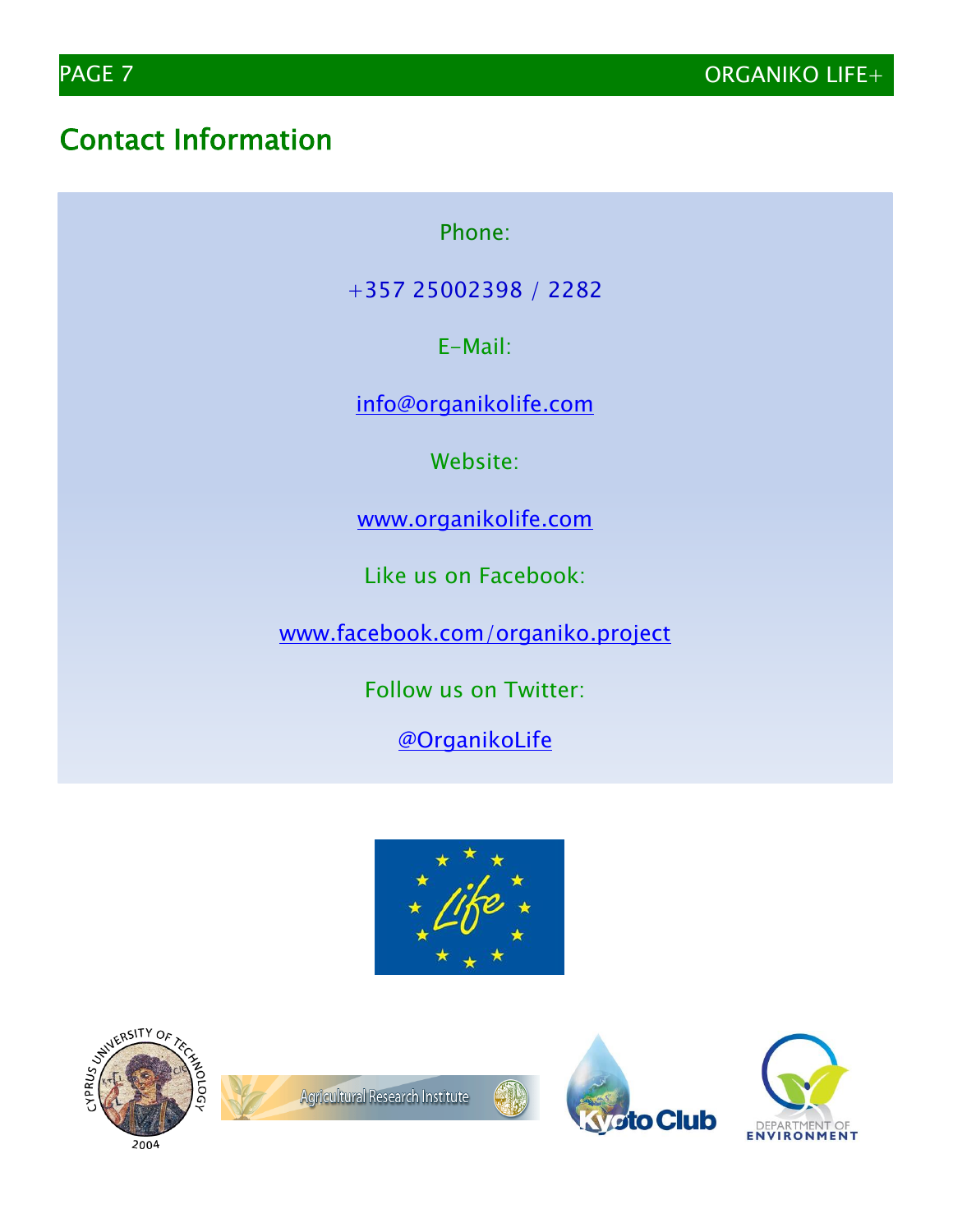## Contact Information

Phone:

+357 25002398 / 2282

E-Mail:

info@organikolife.com

Website:

www.organikolife.com

Like us on Facebook:

www.facebook.com/organiko.project

Follow us on Twitter:

@OrganikoLife